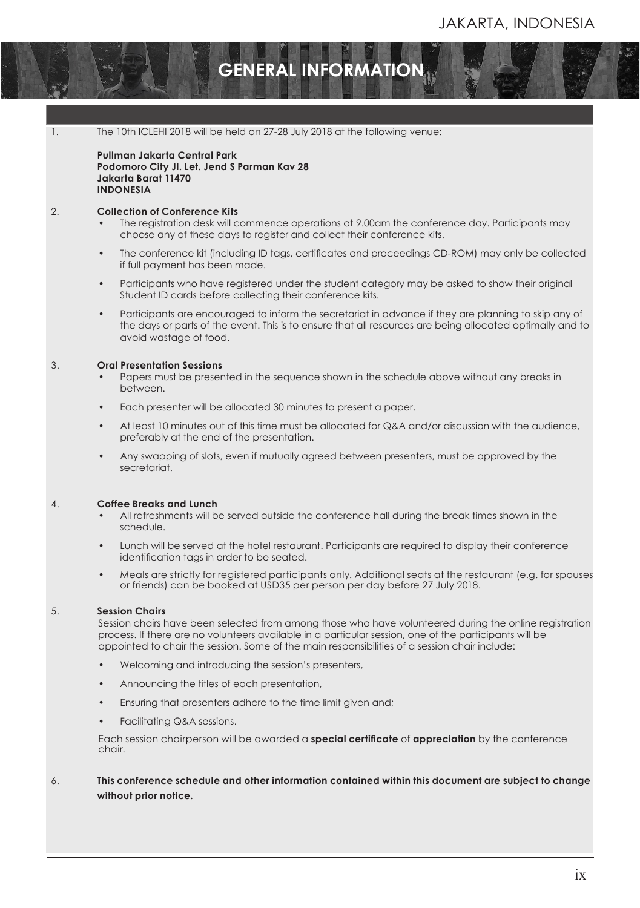# GENERAL INFORMATION

1. The 10th ICLEHI 2018 will be held on 27-28 July 2018 at the following venue:

   **Pullman Jakarta Central Park**
   **Podomoro City Jl. Let. Jend S Parman Kav 28**
   **Jakarta Barat 11470**
   **INDONESIA**

2. **Collection of Conference Kits**
   - The registration desk will commence operations at 9.00am the conference day. Participants may choose any of these days to register and collect their conference kits.
   - The conference kit (including ID tags, certificates and proceedings CD-ROM) may only be collected if full payment has been made.
   - Participants who have registered under the student category may be asked to show their original Student ID cards before collecting their conference kits.
   - Participants are encouraged to inform the secretariat in advance if they are planning to skip any of the days or parts of the event. This is to ensure that all resources are being allocated optimally and to avoid wastage of food.

3. **Oral Presentation Sessions**
   - Papers must be presented in the sequence shown in the schedule above without any breaks in between.
   - Each presenter will be allocated 30 minutes to present a paper.
   - At least 10 minutes out of this time must be allocated for Q&A and/or discussion with the audience, preferably at the end of the presentation.
   - Any swapping of slots, even if mutually agreed between presenters, must be approved by the secretariat.

4. **Coffee Breaks and Lunch**
   - All refreshments will be served outside the conference hall during the break times shown in the schedule.
   - Lunch will be served at the hotel restaurant. Participants are required to display their conference identification tags in order to be seated.
   - Meals are strictly for registered participants only. Additional seats at the restaurant (e.g. for spouses or friends) can be booked at USD35 per person per day before 27 July 2018.

5. **Session Chairs**

   Session chairs have been selected from among those who have volunteered during the online registration process. If there are no volunteers available in a particular session, one of the participants will be appointed to chair the session. Some of the main responsibilities of a session chair include:
   - Welcoming and introducing the session's presenters,
   - Announcing the titles of each presentation,
   - Ensuring that presenters adhere to the time limit given and;
   - Facilitating Q&A sessions.

   Each session chairperson will be awarded a **special certificate** of **appreciation** by the conference chair.

6. **This conference schedule and other information contained within this document are subject to change without prior notice.**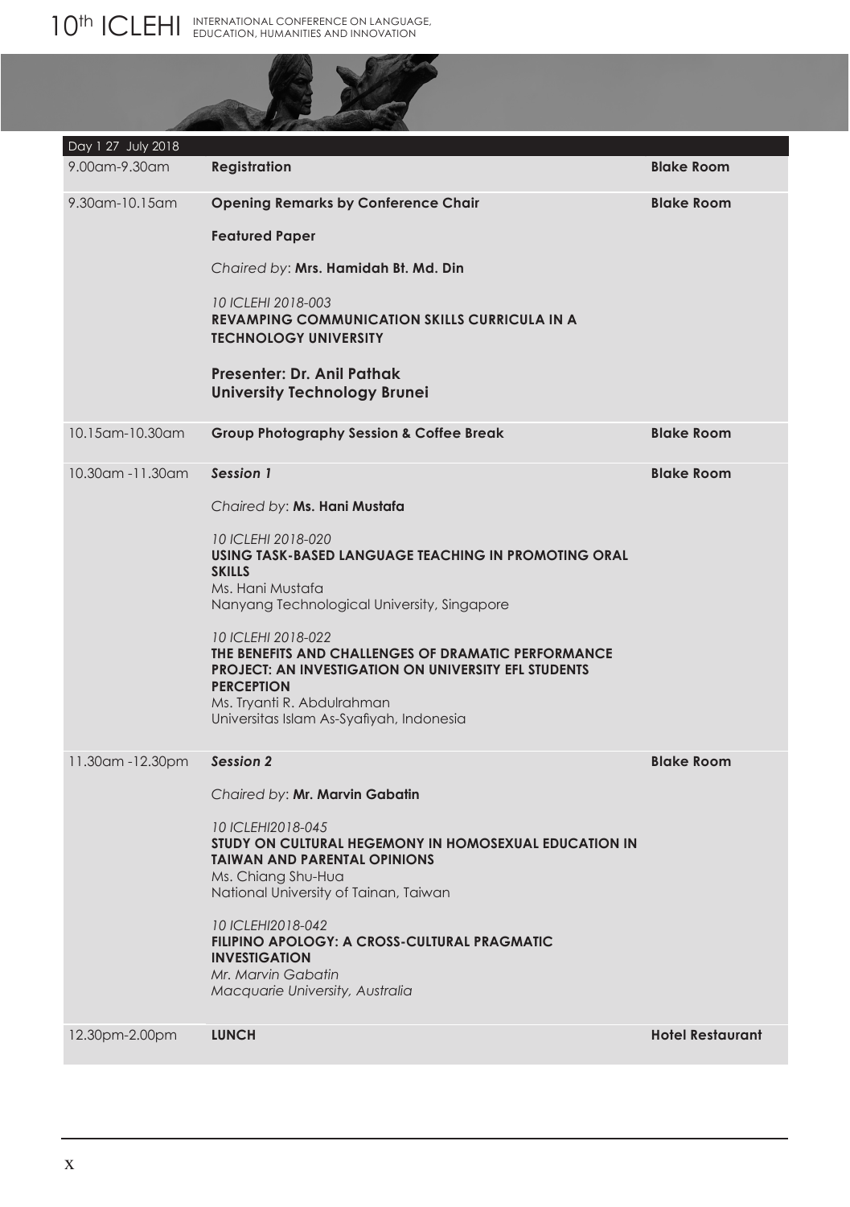| Day 1 27 July 2018 | | |
|---|---|---|
| 9.00am-9.30am | **Registration** | **Blake Room** |
| 9.30am-10.15am | **Opening Remarks by Conference Chair**<br><br>**Featured Paper**<br><br>*Chaired by*: **Mrs. Hamidah Bt. Md. Din**<br><br>*10 ICLEHI 2018-003*<br>**REVAMPING COMMUNICATION SKILLS CURRICULA IN A TECHNOLOGY UNIVERSITY**<br><br>**Presenter: Dr. Anil Pathak**<br>**University Technology Brunei** | **Blake Room** |
| 10.15am-10.30am | **Group Photography Session & Coffee Break** | **Blake Room** |
| 10.30am -11.30am | ***Session 1***<br><br>*Chaired by*: **Ms. Hani Mustafa**<br><br>*10 ICLEHI 2018-020*<br>**USING TASK-BASED LANGUAGE TEACHING IN PROMOTING ORAL SKILLS**<br>Ms. Hani Mustafa<br>Nanyang Technological University, Singapore<br><br>*10 ICLEHI 2018-022*<br>**THE BENEFITS AND CHALLENGES OF DRAMATIC PERFORMANCE PROJECT: AN INVESTIGATION ON UNIVERSITY EFL STUDENTS PERCEPTION**<br>Ms. Tryanti R. Abdulrahman<br>Universitas Islam As-Syafiyah, Indonesia | **Blake Room** |
| 11.30am -12.30pm | ***Session 2***<br><br>*Chaired by*: **Mr. Marvin Gabatin**<br><br>*10 ICLEHI2018-045*<br>**STUDY ON CULTURAL HEGEMONY IN HOMOSEXUAL EDUCATION IN TAIWAN AND PARENTAL OPINIONS**<br>Ms. Chiang Shu-Hua<br>National University of Tainan, Taiwan<br><br>*10 ICLEHI2018-042*<br>**FILIPINO APOLOGY: A CROSS-CULTURAL PRAGMATIC INVESTIGATION**<br>*Mr. Marvin Gabatin*<br>*Macquarie University, Australia* | **Blake Room** |
| 12.30pm-2.00pm | **LUNCH** | **Hotel Restaurant** |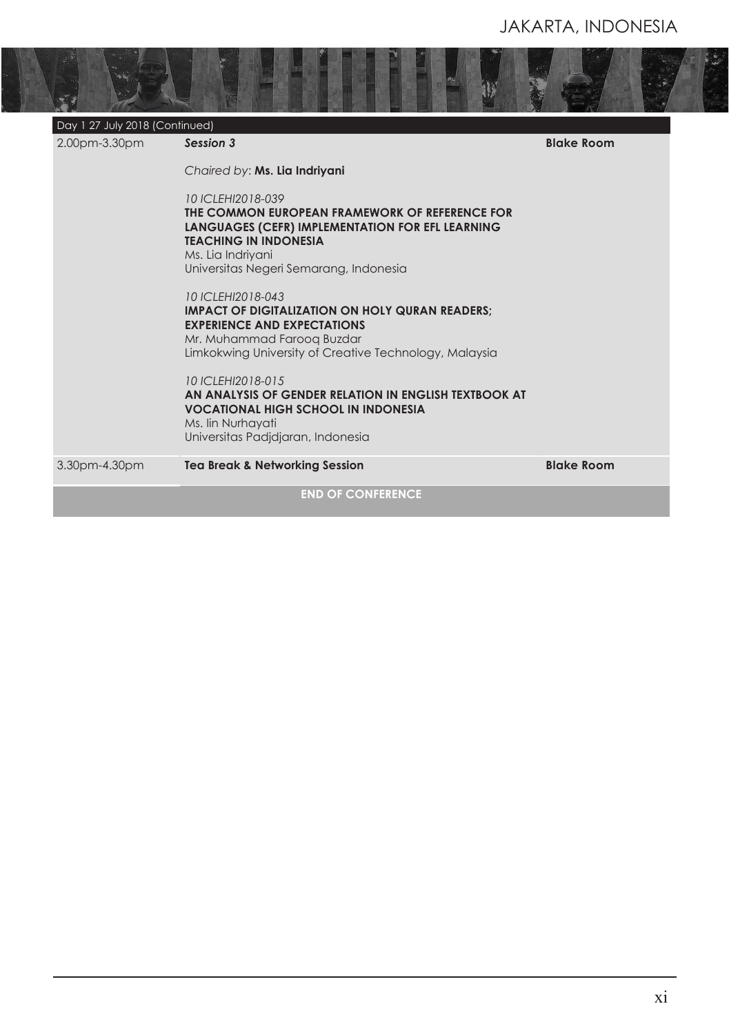| Day 1 27 July 2018 (Continued) | | |
|---|---|---|
| 2.00pm-3.30pm | ***Session 3***<br><br>*Chaired by*: **Ms. Lia Indriyani**<br><br>*10 ICLEHI2018-039*<br>**THE COMMON EUROPEAN FRAMEWORK OF REFERENCE FOR LANGUAGES (CEFR) IMPLEMENTATION FOR EFL LEARNING TEACHING IN INDONESIA**<br>Ms. Lia Indriyani<br>Universitas Negeri Semarang, Indonesia<br><br>*10 ICLEHI2018-043*<br>**IMPACT OF DIGITALIZATION ON HOLY QURAN READERS; EXPERIENCE AND EXPECTATIONS**<br>Mr. Muhammad Farooq Buzdar<br>Limkokwing University of Creative Technology, Malaysia<br><br>*10 ICLEHI2018-015*<br>**AN ANALYSIS OF GENDER RELATION IN ENGLISH TEXTBOOK AT VOCATIONAL HIGH SCHOOL IN INDONESIA**<br>Ms. Iin Nurhayati<br>Universitas Padjdjaran, Indonesia | **Blake Room** |
| 3.30pm-4.30pm | **Tea Break & Networking Session** | **Blake Room** |
| | **END OF CONFERENCE** | |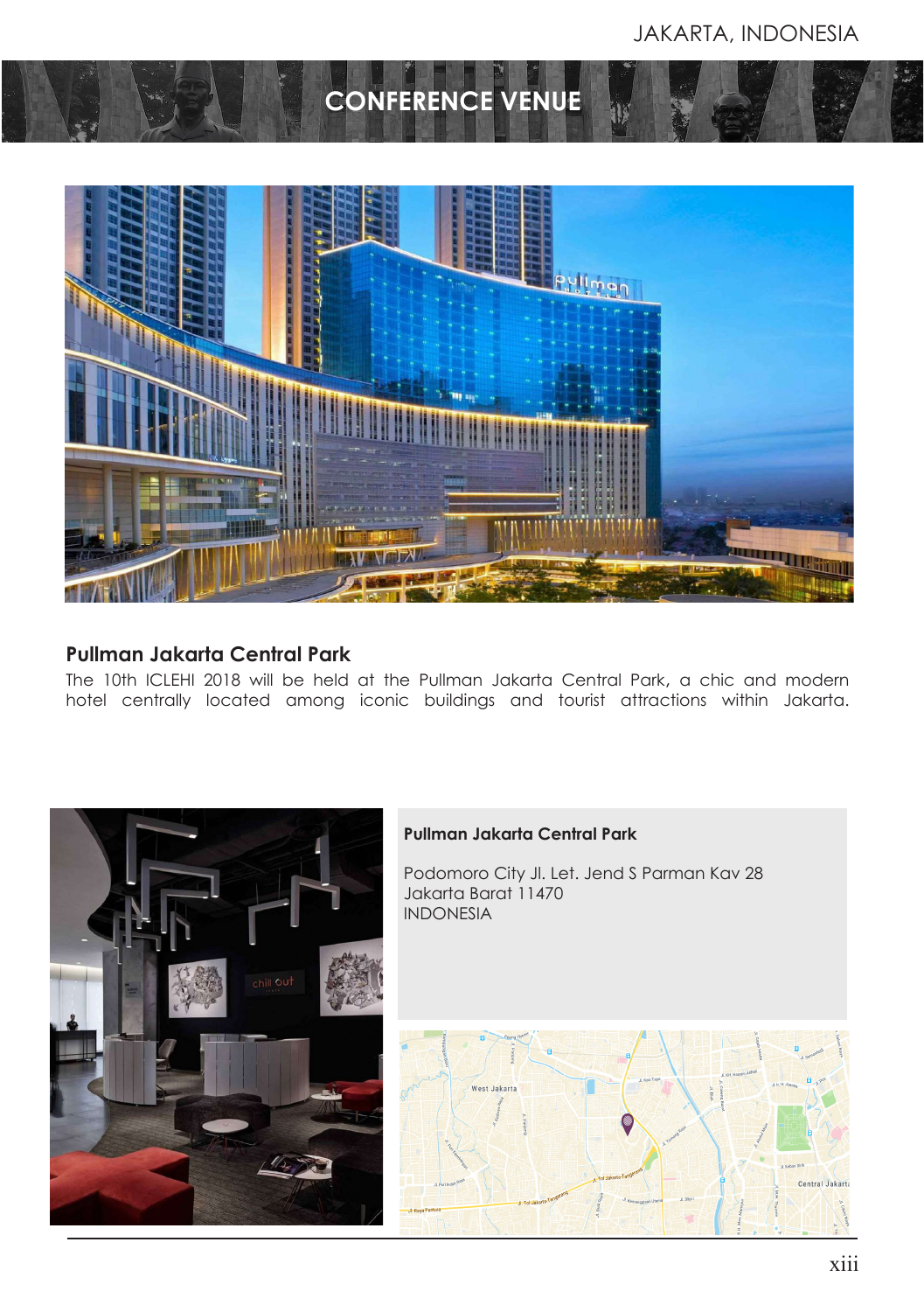# CONFERENCE VENUE

## Pullman Jakarta Central Park

The 10th ICLEHI 2018 will be held at the Pullman Jakarta Central Park, a chic and modern hotel centrally located among iconic buildings and tourist attractions within Jakarta.

**Pullman Jakarta Central Park**

Podomoro City Jl. Let. Jend S Parman Kav 28
Jakarta Barat 11470
INDONESIA